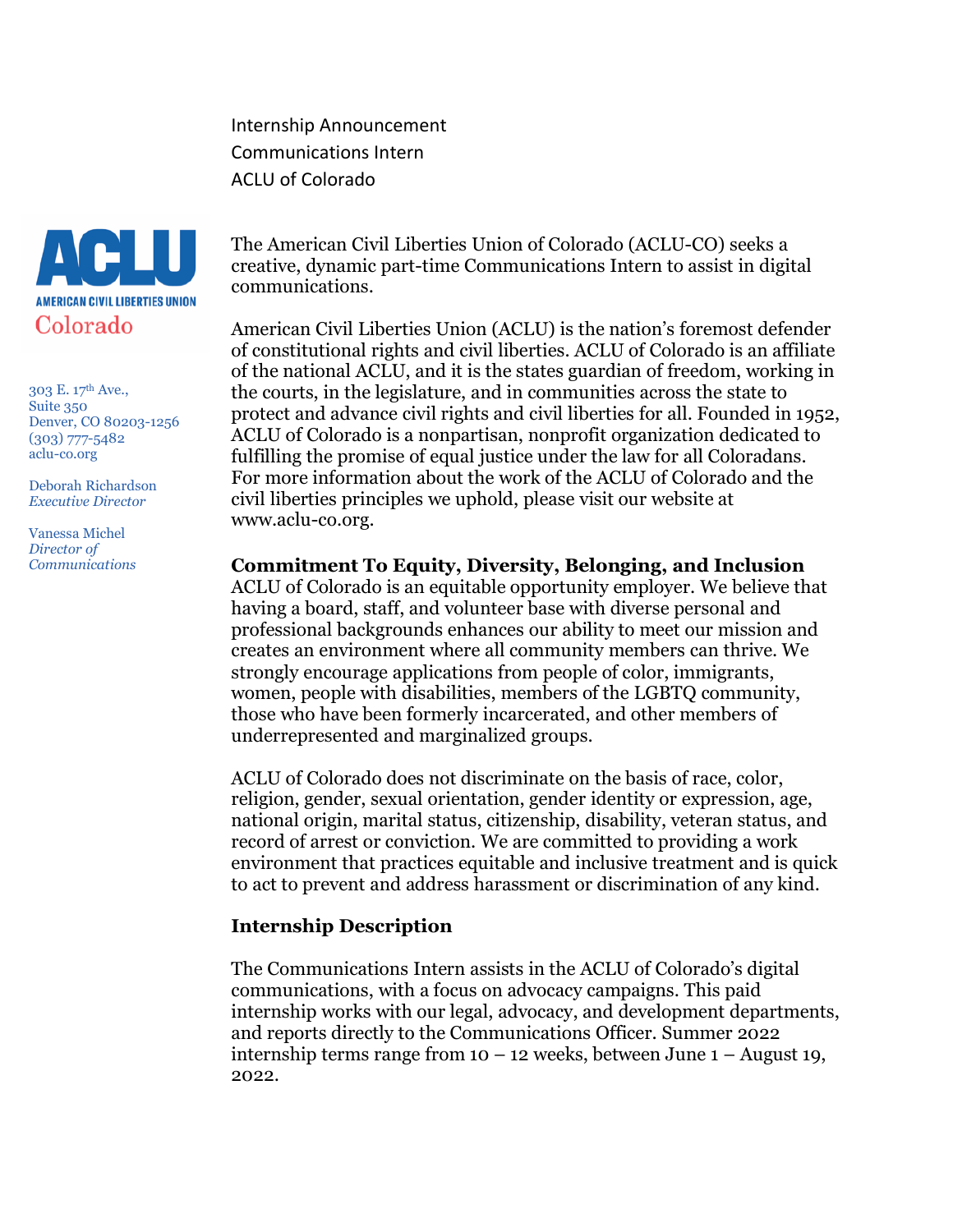Internship Announcement
Communications Intern
ACLU of Colorado

ACLU
AMERICAN CIVIL LIBERTIES UNION
Colorado

303 E. 17th Ave.,
Suite 350
Denver, CO 80203-1256
(303) 777-5482
aclu-co.org

Deborah Richardson
*Executive Director*

Vanessa Michel
*Director of Communications*

The American Civil Liberties Union of Colorado (ACLU-CO) seeks a creative, dynamic part-time Communications Intern to assist in digital communications.

American Civil Liberties Union (ACLU) is the nation's foremost defender of constitutional rights and civil liberties. ACLU of Colorado is an affiliate of the national ACLU, and it is the states guardian of freedom, working in the courts, in the legislature, and in communities across the state to protect and advance civil rights and civil liberties for all. Founded in 1952, ACLU of Colorado is a nonpartisan, nonprofit organization dedicated to fulfilling the promise of equal justice under the law for all Coloradans. For more information about the work of the ACLU of Colorado and the civil liberties principles we uphold, please visit our website at www.aclu-co.org.

**Commitment To Equity, Diversity, Belonging, and Inclusion**

ACLU of Colorado is an equitable opportunity employer. We believe that having a board, staff, and volunteer base with diverse personal and professional backgrounds enhances our ability to meet our mission and creates an environment where all community members can thrive. We strongly encourage applications from people of color, immigrants, women, people with disabilities, members of the LGBTQ community, those who have been formerly incarcerated, and other members of underrepresented and marginalized groups.

ACLU of Colorado does not discriminate on the basis of race, color, religion, gender, sexual orientation, gender identity or expression, age, national origin, marital status, citizenship, disability, veteran status, and record of arrest or conviction. We are committed to providing a work environment that practices equitable and inclusive treatment and is quick to act to prevent and address harassment or discrimination of any kind.

**Internship Description**

The Communications Intern assists in the ACLU of Colorado's digital communications, with a focus on advocacy campaigns. This paid internship works with our legal, advocacy, and development departments, and reports directly to the Communications Officer. Summer 2022 internship terms range from 10 – 12 weeks, between June 1 – August 19, 2022.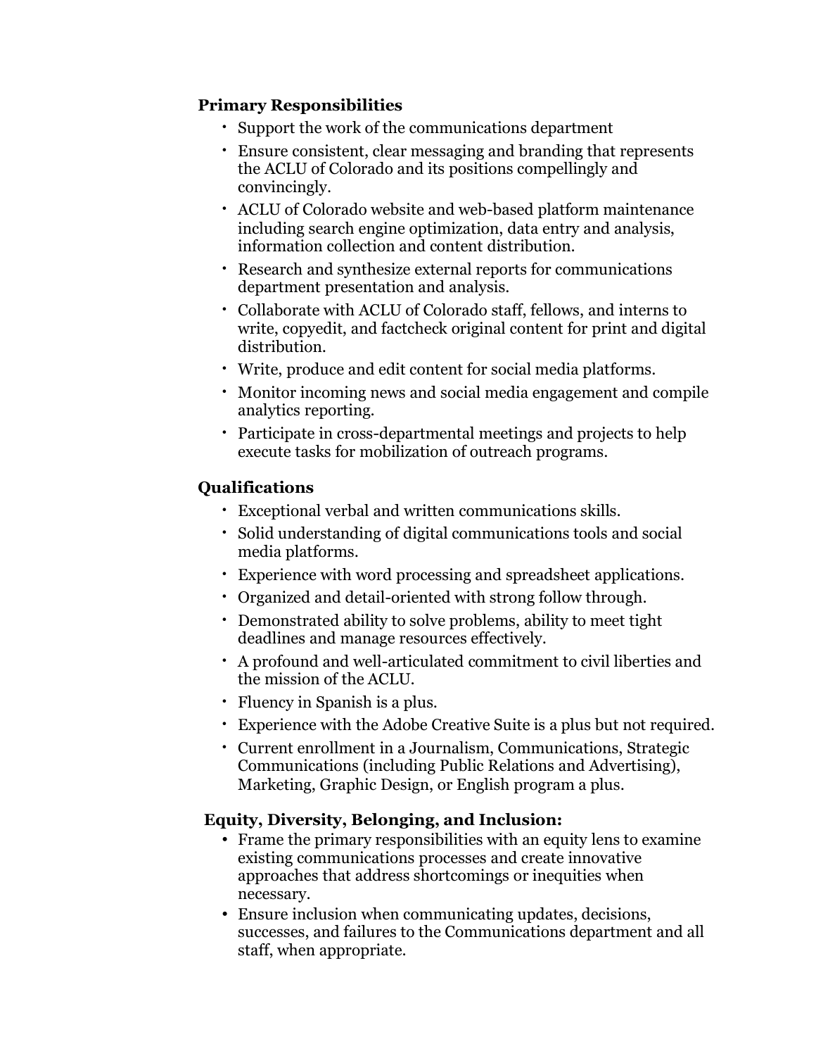**Primary Responsibilities**

- Support the work of the communications department
- Ensure consistent, clear messaging and branding that represents the ACLU of Colorado and its positions compellingly and convincingly.
- ACLU of Colorado website and web-based platform maintenance including search engine optimization, data entry and analysis, information collection and content distribution.
- Research and synthesize external reports for communications department presentation and analysis.
- Collaborate with ACLU of Colorado staff, fellows, and interns to write, copyedit, and factcheck original content for print and digital distribution.
- Write, produce and edit content for social media platforms.
- Monitor incoming news and social media engagement and compile analytics reporting.
- Participate in cross-departmental meetings and projects to help execute tasks for mobilization of outreach programs.

**Qualifications**

- Exceptional verbal and written communications skills.
- Solid understanding of digital communications tools and social media platforms.
- Experience with word processing and spreadsheet applications.
- Organized and detail-oriented with strong follow through.
- Demonstrated ability to solve problems, ability to meet tight deadlines and manage resources effectively.
- A profound and well-articulated commitment to civil liberties and the mission of the ACLU.
- Fluency in Spanish is a plus.
- Experience with the Adobe Creative Suite is a plus but not required.
- Current enrollment in a Journalism, Communications, Strategic Communications (including Public Relations and Advertising), Marketing, Graphic Design, or English program a plus.

**Equity, Diversity, Belonging, and Inclusion:**

- Frame the primary responsibilities with an equity lens to examine existing communications processes and create innovative approaches that address shortcomings or inequities when necessary.
- Ensure inclusion when communicating updates, decisions, successes, and failures to the Communications department and all staff, when appropriate.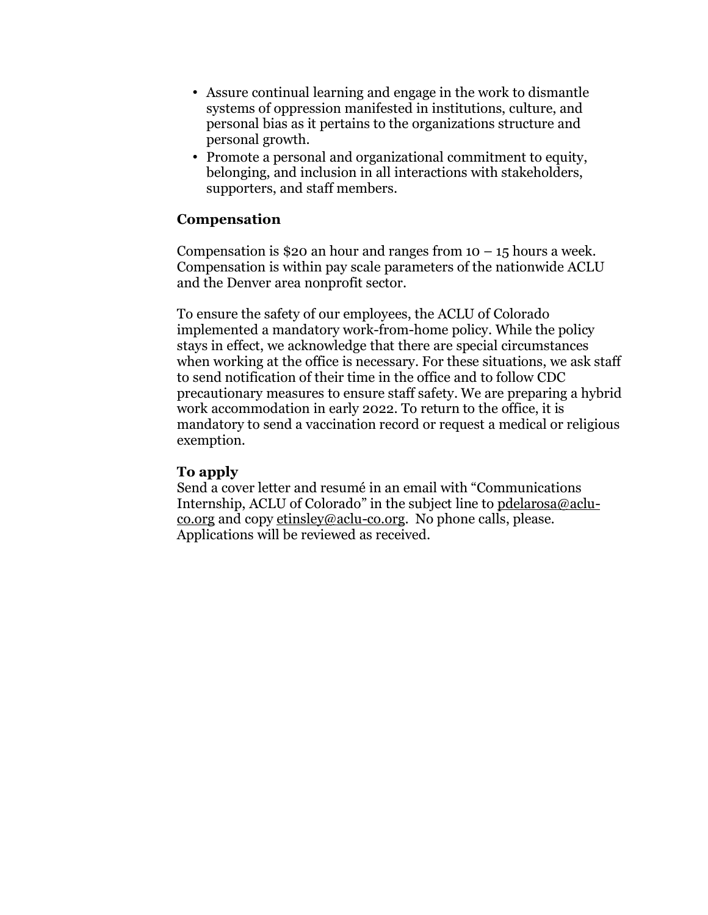- Assure continual learning and engage in the work to dismantle systems of oppression manifested in institutions, culture, and personal bias as it pertains to the organizations structure and personal growth.
- Promote a personal and organizational commitment to equity, belonging, and inclusion in all interactions with stakeholders, supporters, and staff members.

**Compensation**

Compensation is $20 an hour and ranges from 10 – 15 hours a week. Compensation is within pay scale parameters of the nationwide ACLU and the Denver area nonprofit sector.

To ensure the safety of our employees, the ACLU of Colorado implemented a mandatory work-from-home policy. While the policy stays in effect, we acknowledge that there are special circumstances when working at the office is necessary. For these situations, we ask staff to send notification of their time in the office and to follow CDC precautionary measures to ensure staff safety. We are preparing a hybrid work accommodation in early 2022. To return to the office, it is mandatory to send a vaccination record or request a medical or religious exemption.

**To apply**

Send a cover letter and resumé in an email with "Communications Internship, ACLU of Colorado" in the subject line to pdelarosa@aclu-co.org and copy etinsley@aclu-co.org. No phone calls, please. Applications will be reviewed as received.